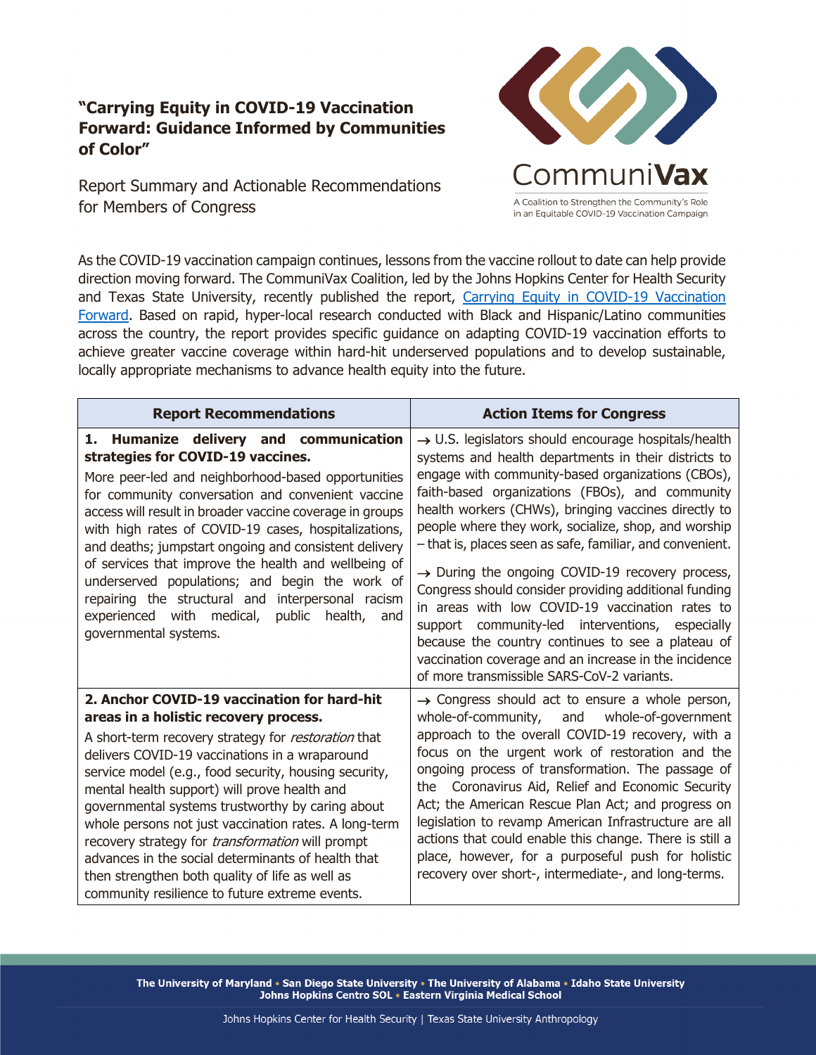# "Carrying Equity in COVID-19 Vaccination Forward: Guidance Informed by Communities of Color"

Report Summary and Actionable Recommendations for Members of Congress

CommuniVax

A Coalition to Strengthen the Community's Role in an Equitable COVID-19 Vaccination Campaign

As the COVID-19 vaccination campaign continues, lessons from the vaccine rollout to date can help provide direction moving forward. The CommuniVax Coalition, led by the Johns Hopkins Center for Health Security and Texas State University, recently published the report, Carrying Equity in COVID-19 Vaccination Forward. Based on rapid, hyper-local research conducted with Black and Hispanic/Latino communities across the country, the report provides specific guidance on adapting COVID-19 vaccination efforts to achieve greater vaccine coverage within hard-hit underserved populations and to develop sustainable, locally appropriate mechanisms to advance health equity into the future.

| Report Recommendations | Action Items for Congress |
|---|---|
| **1. Humanize delivery and communication strategies for COVID-19 vaccines.**<br>More peer-led and neighborhood-based opportunities for community conversation and convenient vaccine access will result in broader vaccine coverage in groups with high rates of COVID-19 cases, hospitalizations, and deaths; jumpstart ongoing and consistent delivery of services that improve the health and wellbeing of underserved populations; and begin the work of repairing the structural and interpersonal racism experienced with medical, public health, and governmental systems. | → U.S. legislators should encourage hospitals/health systems and health departments in their districts to engage with community-based organizations (CBOs), faith-based organizations (FBOs), and community health workers (CHWs), bringing vaccines directly to people where they work, socialize, shop, and worship – that is, places seen as safe, familiar, and convenient.<br>→ During the ongoing COVID-19 recovery process, Congress should consider providing additional funding in areas with low COVID-19 vaccination rates to support community-led interventions, especially because the country continues to see a plateau of vaccination coverage and an increase in the incidence of more transmissible SARS-CoV-2 variants. |
| **2. Anchor COVID-19 vaccination for hard-hit areas in a holistic recovery process.**<br>A short-term recovery strategy for *restoration* that delivers COVID-19 vaccinations in a wraparound service model (e.g., food security, housing security, mental health support) will prove health and governmental systems trustworthy by caring about whole persons not just vaccination rates. A long-term recovery strategy for *transformation* will prompt advances in the social determinants of health that then strengthen both quality of life as well as community resilience to future extreme events. | → Congress should act to ensure a whole person, whole-of-community, and whole-of-government approach to the overall COVID-19 recovery, with a focus on the urgent work of restoration and the ongoing process of transformation. The passage of the Coronavirus Aid, Relief and Economic Security Act; the American Rescue Plan Act; and progress on legislation to revamp American Infrastructure are all actions that could enable this change. There is still a place, however, for a purposeful push for holistic recovery over short-, intermediate-, and long-terms. |

The University of Maryland • San Diego State University • The University of Alabama • Idaho State University
Johns Hopkins Centro SOL • Eastern Virginia Medical School

Johns Hopkins Center for Health Security | Texas State University Anthropology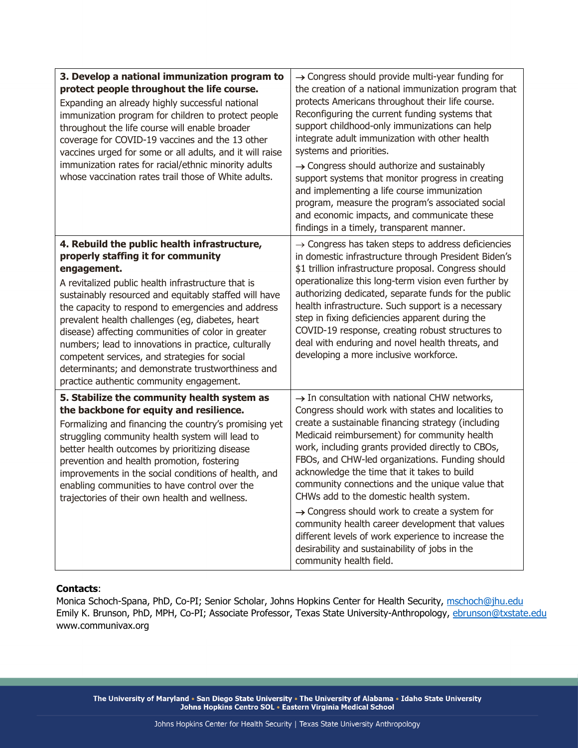| | |
|---|---|
| **3. Develop a national immunization program to protect people throughout the life course.**<br>Expanding an already highly successful national immunization program for children to protect people throughout the life course will enable broader coverage for COVID-19 vaccines and the 13 other vaccines urged for some or all adults, and it will raise immunization rates for racial/ethnic minority adults whose vaccination rates trail those of White adults. | → Congress should provide multi-year funding for the creation of a national immunization program that protects Americans throughout their life course. Reconfiguring the current funding systems that support childhood-only immunizations can help integrate adult immunization with other health systems and priorities.<br>→ Congress should authorize and sustainably support systems that monitor progress in creating and implementing a life course immunization program, measure the program's associated social and economic impacts, and communicate these findings in a timely, transparent manner. |
| **4. Rebuild the public health infrastructure, properly staffing it for community engagement.**<br>A revitalized public health infrastructure that is sustainably resourced and equitably staffed will have the capacity to respond to emergencies and address prevalent health challenges (eg, diabetes, heart disease) affecting communities of color in greater numbers; lead to innovations in practice, culturally competent services, and strategies for social determinants; and demonstrate trustworthiness and practice authentic community engagement. | → Congress has taken steps to address deficiencies in domestic infrastructure through President Biden's $1 trillion infrastructure proposal. Congress should operationalize this long-term vision even further by authorizing dedicated, separate funds for the public health infrastructure. Such support is a necessary step in fixing deficiencies apparent during the COVID-19 response, creating robust structures to deal with enduring and novel health threats, and developing a more inclusive workforce. |
| **5. Stabilize the community health system as the backbone for equity and resilience.**<br>Formalizing and financing the country's promising yet struggling community health system will lead to better health outcomes by prioritizing disease prevention and health promotion, fostering improvements in the social conditions of health, and enabling communities to have control over the trajectories of their own health and wellness. | → In consultation with national CHW networks, Congress should work with states and localities to create a sustainable financing strategy (including Medicaid reimbursement) for community health work, including grants provided directly to CBOs, FBOs, and CHW-led organizations. Funding should acknowledge the time that it takes to build community connections and the unique value that CHWs add to the domestic health system.<br>→ Congress should work to create a system for community health career development that values different levels of work experience to increase the desirability and sustainability of jobs in the community health field. |

**Contacts**:
Monica Schoch-Spana, PhD, Co-PI; Senior Scholar, Johns Hopkins Center for Health Security, mschoch@jhu.edu
Emily K. Brunson, PhD, MPH, Co-PI; Associate Professor, Texas State University-Anthropology, ebrunson@txstate.edu
www.communivax.org

The University of Maryland • San Diego State University • The University of Alabama • Idaho State University
Johns Hopkins Centro SOL • Eastern Virginia Medical School

Johns Hopkins Center for Health Security | Texas State University Anthropology